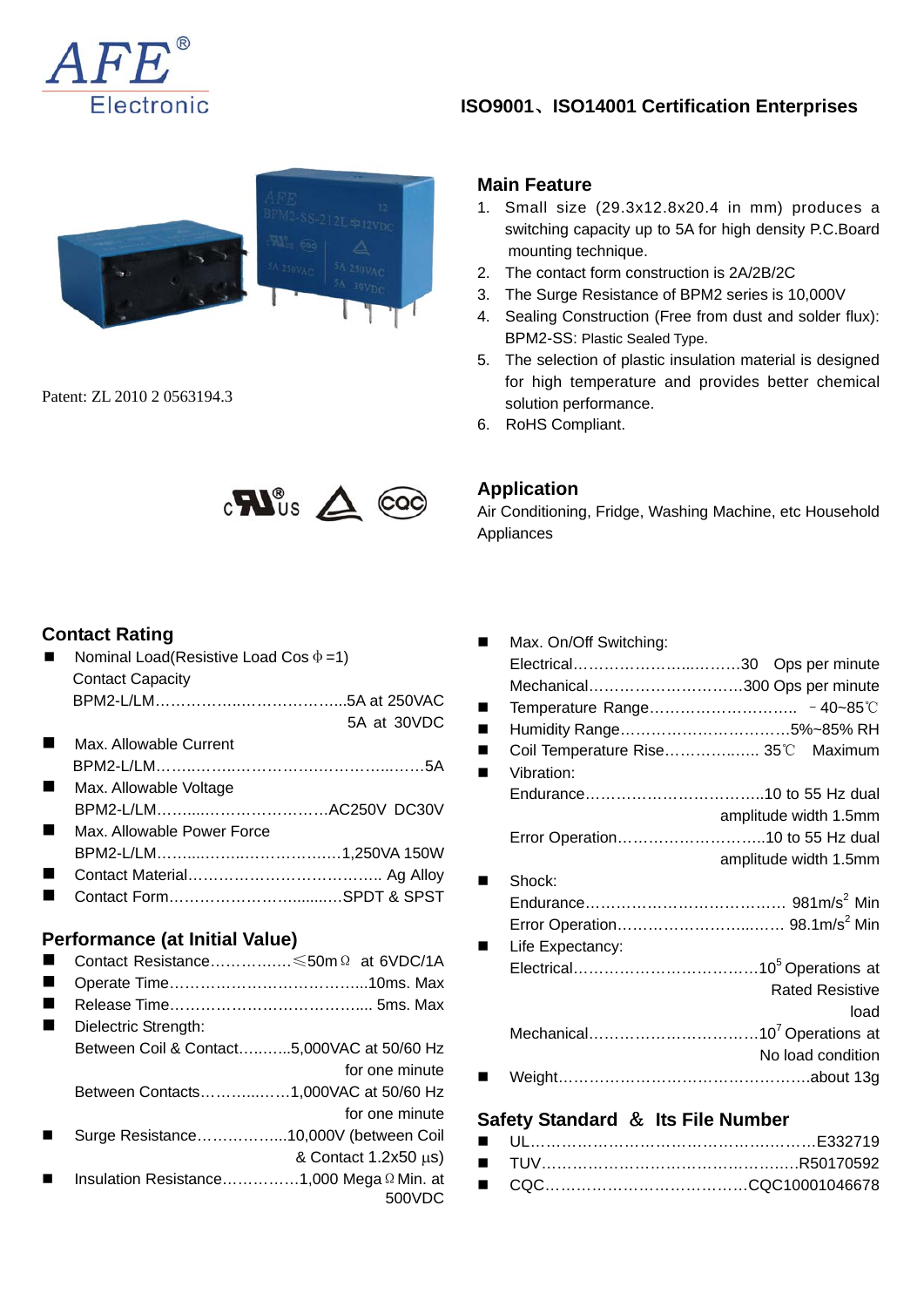AFE® Electronic

**ISO9001、ISO14001 Certification Enterprises**

Patent: ZL 2010 2 0563194.3

## Main Feature

1. Small size (29.3x12.8x20.4 in mm) produces a switching capacity up to 5A for high density P.C.Board mounting technique.
2. The contact form construction is 2A/2B/2C
3. The Surge Resistance of BPM2 series is 10,000V
4. Sealing Construction (Free from dust and solder flux): BPM2-SS: Plastic Sealed Type.
5. The selection of plastic insulation material is designed for high temperature and provides better chemical solution performance.
6. RoHS Compliant.

## Application

Air Conditioning, Fridge, Washing Machine, etc Household Appliances

## Contact Rating

- Nominal Load(Resistive Load Cos φ =1)
  Contact Capacity
  BPM2-L/LM……………………………………5A at 250VAC
  5A at 30VDC
- Max. Allowable Current
  BPM2-L/LM……………………………………………5A
- Max. Allowable Voltage
  BPM2-L/LM……………………………AC250V DC30V
- Max. Allowable Power Force
  BPM2-L/LM…………………………………1,250VA 150W
- Contact Material………………………………… Ag Alloy
- Contact Form……………………………………SPDT & SPST

## Performance (at Initial Value)

- Contact Resistance……………≤50mΩ at 6VDC/1A
- Operate Time……………………………………10ms. Max
- Release Time…………………………………… 5ms. Max
- Dielectric Strength:
  Between Coil & Contact…………5,000VAC at 50/60 Hz for one minute
  Between Contacts………………1,000VAC at 50/60 Hz for one minute
- Surge Resistance………………10,000V (between Coil & Contact 1.2x50 μs)
- Insulation Resistance……………1,000 MegaΩ Min. at 500VDC
- Max. On/Off Switching:
  Electrical…………………………30 Ops per minute
  Mechanical…………………………300 Ops per minute
- Temperature Range……………………… －40~85℃
- Humidity Range……………………………5%~85% RH
- Coil Temperature Rise……………… 35℃ Maximum
- Vibration:
  Endurance……………………………10 to 55 Hz dual amplitude width 1.5mm
  Error Operation………………………10 to 55 Hz dual amplitude width 1.5mm
- Shock:
  Endurance………………………………… 981m/s$^2$ Min
  Error Operation………………………… 98.1m/s$^2$ Min
- Life Expectancy:
  Electrical………………………………$10^5$ Operations at Rated Resistive load
  Mechanical……………………………$10^7$ Operations at No load condition
- Weight……………………………………………about 13g

## Safety Standard & Its File Number

- UL…………………………………………………E332719
- TUV……………………………………………R50170592
- CQC………………………………………CQC10001046678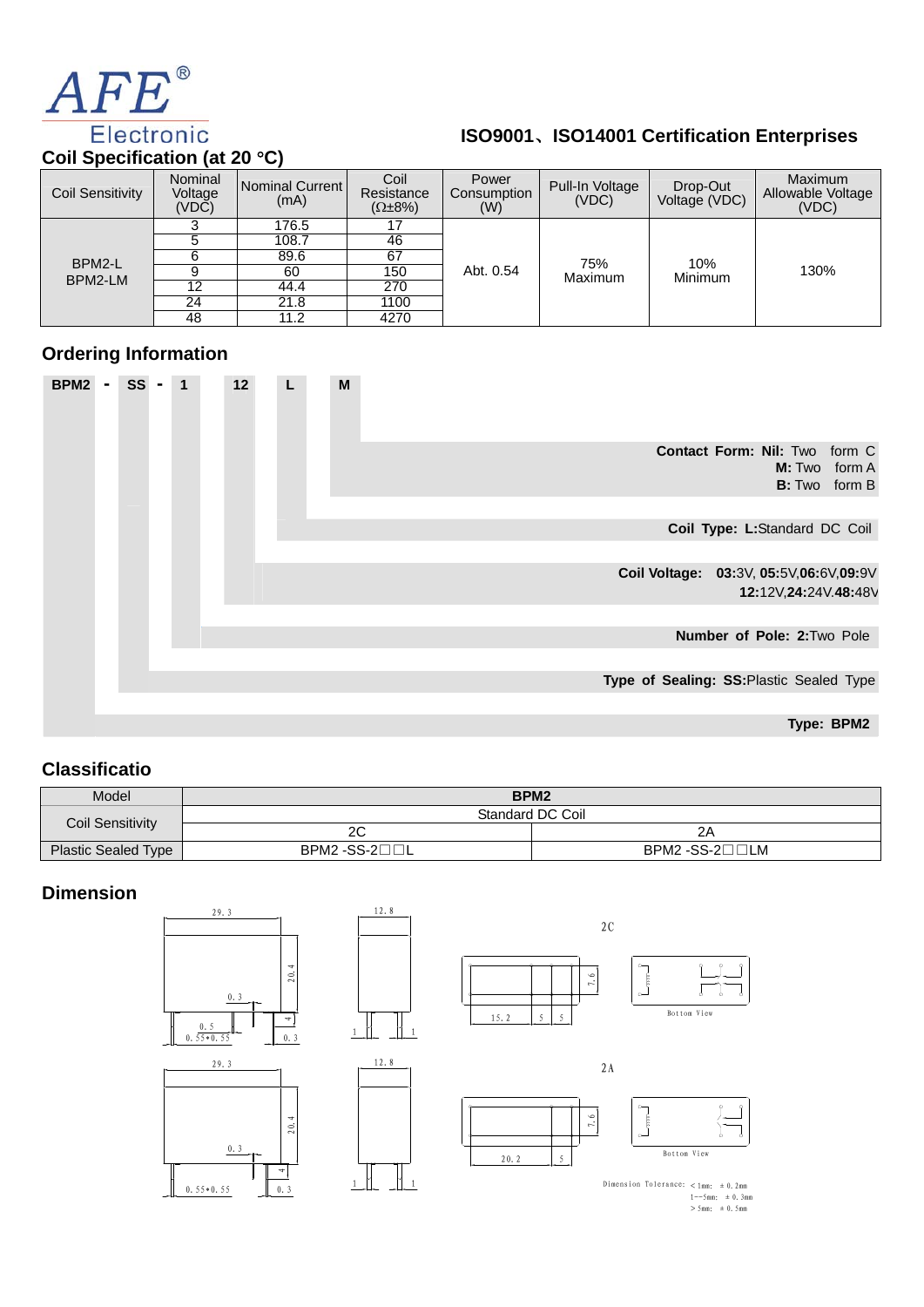AFE® Electronic

ISO9001、ISO14001 Certification Enterprises

## Coil Specification (at 20 °C)

| Coil Sensitivity | Nominal Voltage (VDC) | Nominal Current (mA) | Coil Resistance (Ω±8%) | Power Consumption (W) | Pull-In Voltage (VDC) | Drop-Out Voltage (VDC) | Maximum Allowable Voltage (VDC) |
|---|---|---|---|---|---|---|---|
| BPM2-L BPM2-LM | 3 | 176.5 | 17 | Abt. 0.54 | 75% Maximum | 10% Minimum | 130% |
| | 5 | 108.7 | 46 | | | | |
| | 6 | 89.6 | 67 | | | | |
| | 9 | 60 | 150 | | | | |
| | 12 | 44.4 | 270 | | | | |
| | 24 | 21.8 | 1100 | | | | |
| | 48 | 11.2 | 4270 | | | | |

## Ordering Information

**BPM2 - SS - 1 12 L M**

**Contact Form: Nil:** Two form C
**M:** Two form A
**B:** Two form B

**Coil Type: L:**Standard DC Coil

**Coil Voltage: 03:**3V, **05:**5V,**06:**6V,**09:**9V
**12:**12V,**24:**24V.**48:**48V

**Number of Pole: 2:**Two Pole

**Type of Sealing: SS:**Plastic Sealed Type

**Type: BPM2**

## Classificatio

| Model | **BPM2** | |
|---|---|---|
| Coil Sensitivity | Standard DC Coil | |
| | 2C | 2A |
| Plastic Sealed Type | BPM2 -SS-2□□L | BPM2 -SS-2□□LM |

## Dimension

29.3
20.4
0.3
4
0.5
0.55•0.55
0.3
12.8
1
1
2C
7.6
15.2
5
5
Bottom View

29.3
20.4
0.3
4
0.55•0.55
0.3
12.8
1
1
2A
7.6
20.2
5
Bottom View

Dimension Tolerance: < 1mm: ± 0.2mm
1--5mm: ± 0.3mm
> 5mm: ± 0.5mm